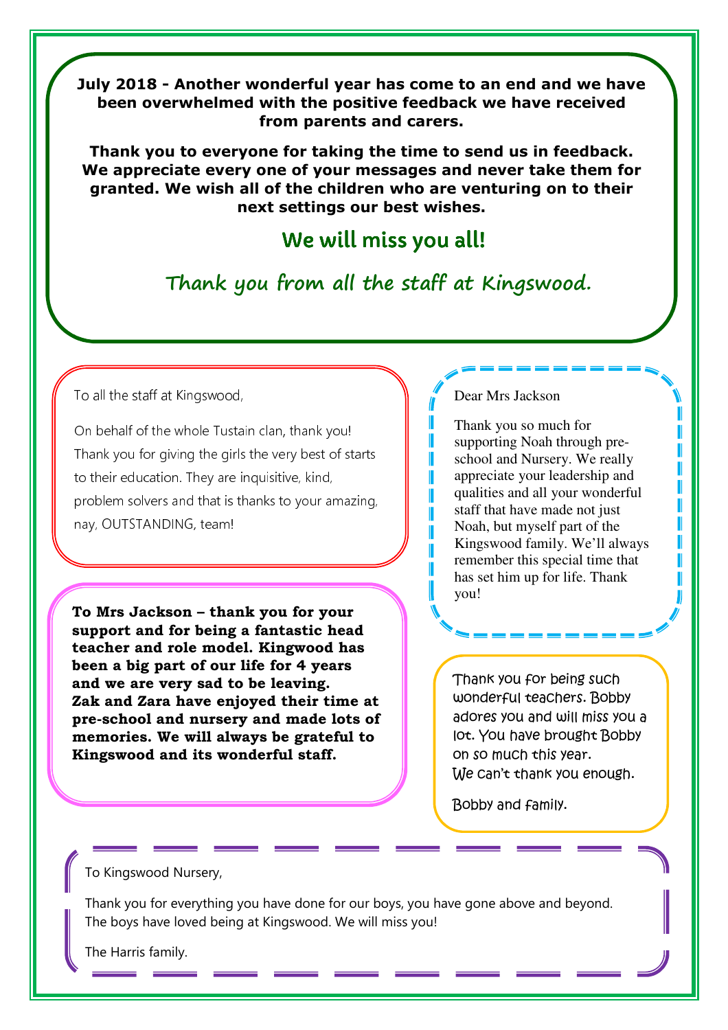**July 2018 - Another wonderful year has come to an end and we have been overwhelmed with the positive feedback we have received from parents and carers.**

**Thank you to everyone for taking the time to send us in feedback. We appreciate every one of your messages and never take them for granted. We wish all of the children who are venturing on to their next settings our best wishes.**

## We will miss you all!

## Thank you from all the staff at Kingswood.

To all the staff at Kingswood,

On behalf of the whole Tustain clan, thank you! Thank you for giving the girls the very best of starts to their education. They are inquisitive, kind, problem solvers and that is thanks to your amazing, nay, OUTSTANDING, team!

**To Mrs Jackson – thank you for your support and for being a fantastic head teacher and role model. Kingwood has been a big part of our life for 4 years and we are very sad to be leaving. Zak and Zara have enjoyed their time at pre-school and nursery and made lots of memories. We will always be grateful to Kingswood and its wonderful staff.**

Dear Mrs Jackson

Thank you so much for supporting Noah through pre-school and Nursery. We really appreciate your leadership and qualities and all your wonderful staff that have made not just Noah, but myself part of the Kingswood family. We'll always remember this special time that has set him up for life. Thank you!

Thank you for being such wonderful teachers. Bobby adores you and will miss you a lot. You have brought Bobby on so much this year. We can't thank you enough.

Bobby and family.

To Kingswood Nursery,

Thank you for everything you have done for our boys, you have gone above and beyond. The boys have loved being at Kingswood. We will miss you!

The Harris family.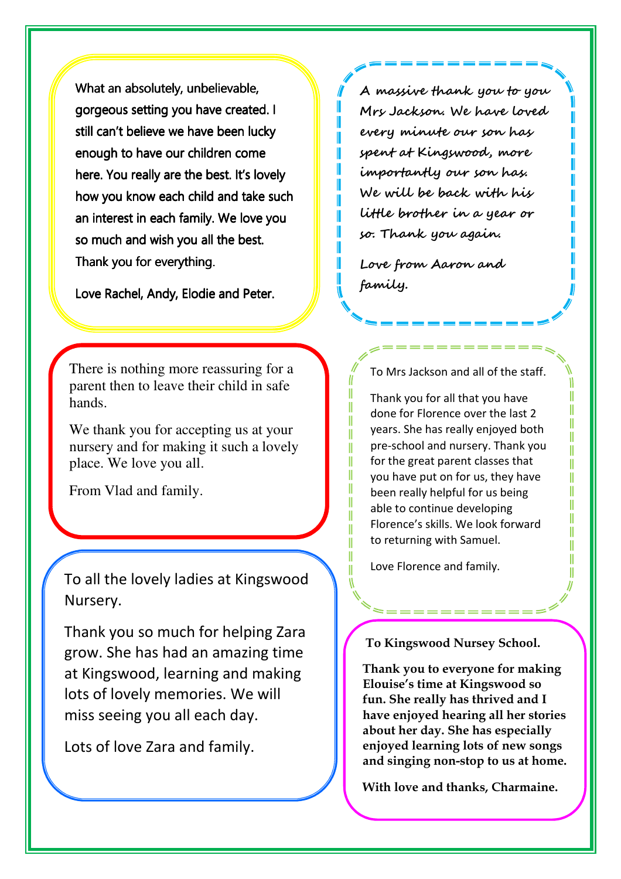What an absolutely, unbelievable, gorgeous setting you have created. I still can't believe we have been lucky enough to have our children come here. You really are the best. It's lovely how you know each child and take such an interest in each family. We love you so much and wish you all the best. Thank you for everything.

Love Rachel, Andy, Elodie and Peter.

---

A massive thank you to you Mrs Jackson. We have loved every minute our son has spent at Kingswood, more importantly our son has. We will be back with his little brother in a year or so. Thank you again.

Love from Aaron and family.

---

There is nothing more reassuring for a parent then to leave their child in safe hands.

We thank you for accepting us at your nursery and for making it such a lovely place. We love you all.

From Vlad and family.

---

To Mrs Jackson and all of the staff.

Thank you for all that you have done for Florence over the last 2 years. She has really enjoyed both pre-school and nursery. Thank you for the great parent classes that you have put on for us, they have been really helpful for us being able to continue developing Florence's skills. We look forward to returning with Samuel.

Love Florence and family.

---

To all the lovely ladies at Kingswood Nursery.

Thank you so much for helping Zara grow. She has had an amazing time at Kingswood, learning and making lots of lovely memories. We will miss seeing you all each day.

Lots of love Zara and family.

---

**To Kingswood Nursey School.**

**Thank you to everyone for making Elouise's time at Kingswood so fun. She really has thrived and I have enjoyed hearing all her stories about her day. She has especially enjoyed learning lots of new songs and singing non-stop to us at home.**

**With love and thanks, Charmaine.**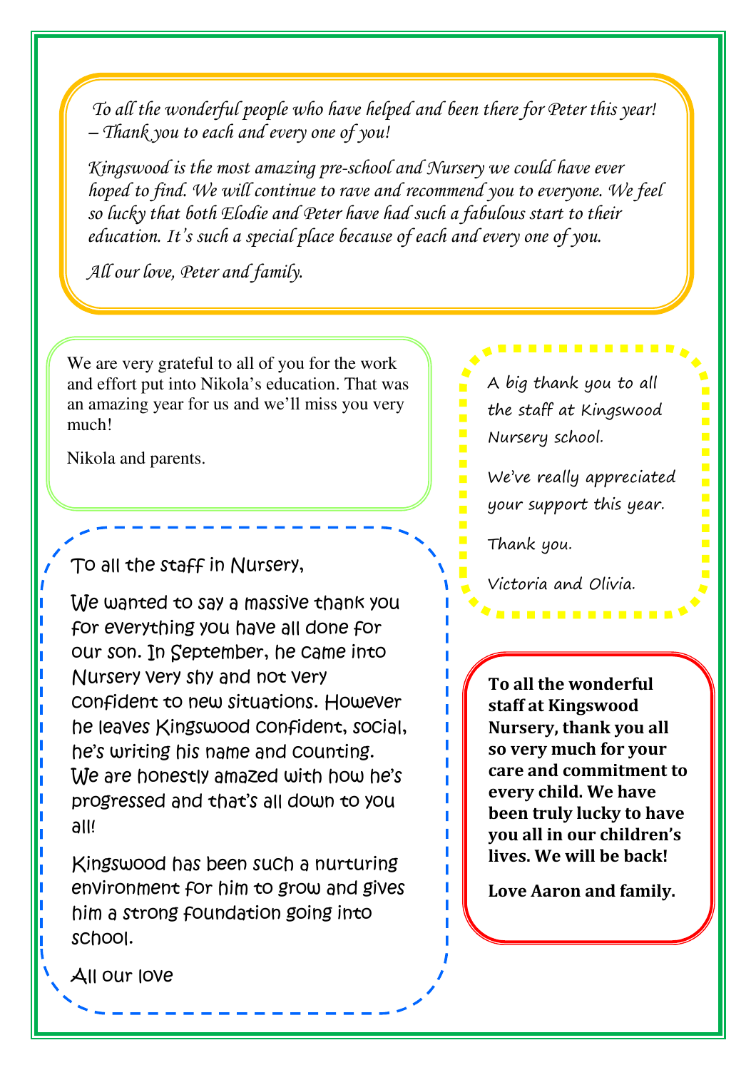*To all the wonderful people who have helped and been there for Peter this year! – Thank you to each and every one of you!*

*Kingswood is the most amazing pre-school and Nursery we could have ever hoped to find. We will continue to rave and recommend you to everyone. We feel so lucky that both Elodie and Peter have had such a fabulous start to their education. It's such a special place because of each and every one of you.*

*All our love, Peter and family.*

---

We are very grateful to all of you for the work and effort put into Nikola's education. That was an amazing year for us and we'll miss you very much!

Nikola and parents.

---

A big thank you to all the staff at Kingswood Nursery school.

We've really appreciated your support this year.

Thank you.

Victoria and Olivia.

---

To all the staff in Nursery,

We wanted to say a massive thank you for everything you have all done for our son. In September, he came into Nursery very shy and not very confident to new situations. However he leaves Kingswood confident, social, he's writing his name and counting. We are honestly amazed with how he's progressed and that's all down to you all!

Kingswood has been such a nurturing environment for him to grow and gives him a strong foundation going into school.

All our love

---

**To all the wonderful staff at Kingswood Nursery, thank you all so very much for your care and commitment to every child. We have been truly lucky to have you all in our children's lives. We will be back!**

**Love Aaron and family.**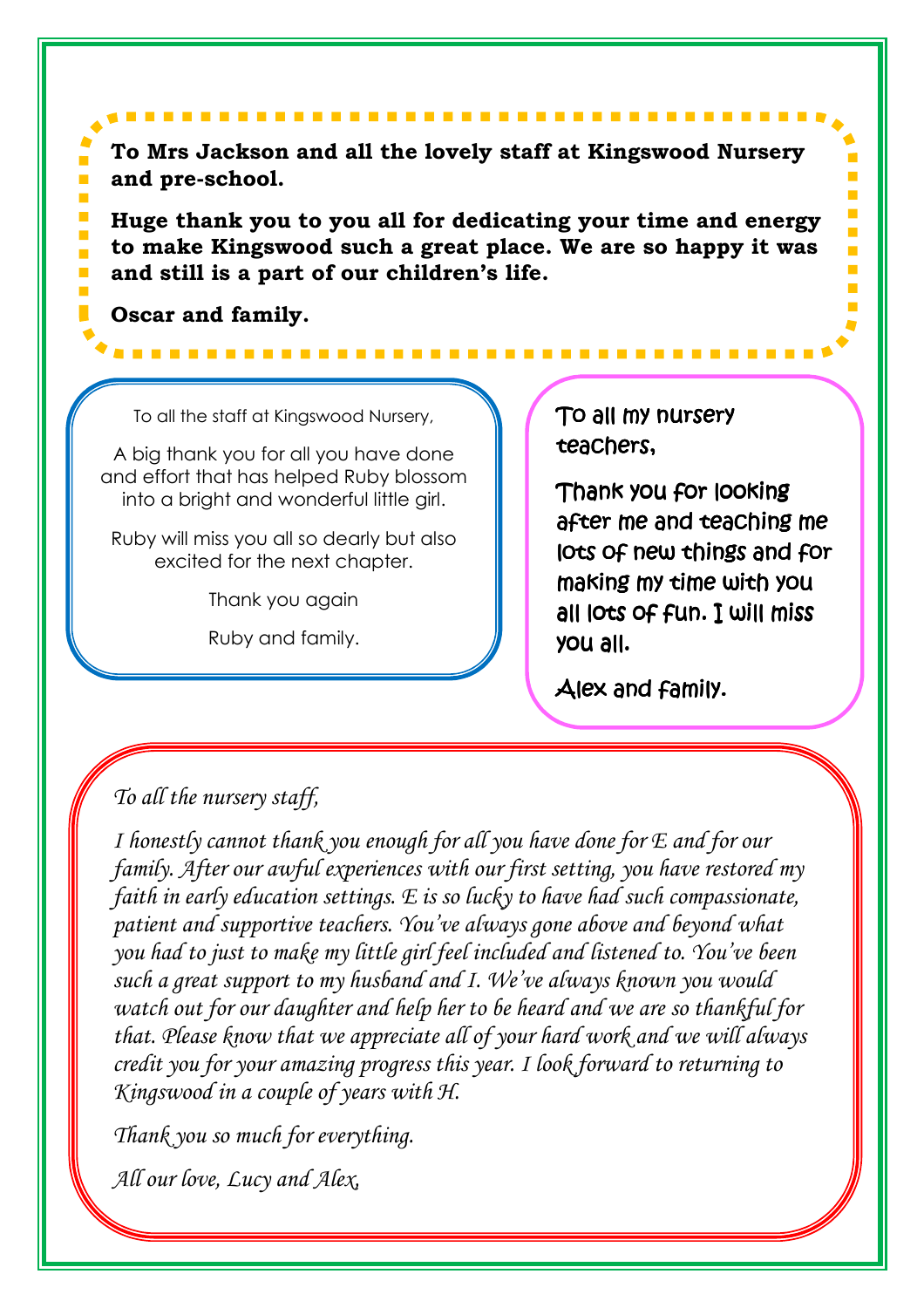**To Mrs Jackson and all the lovely staff at Kingswood Nursery and pre-school.**

**Huge thank you to you all for dedicating your time and energy to make Kingswood such a great place. We are so happy it was and still is a part of our children's life.**

**Oscar and family.**

To all the staff at Kingswood Nursery,

A big thank you for all you have done and effort that has helped Ruby blossom into a bright and wonderful little girl.

Ruby will miss you all so dearly but also excited for the next chapter.

Thank you again

Ruby and family.

To all my nursery teachers,

Thank you for looking after me and teaching me lots of new things and for making my time with you all lots of fun. I will miss you all.

Alex and family.

*To all the nursery staff,*

*I honestly cannot thank you enough for all you have done for E and for our family. After our awful experiences with our first setting, you have restored my faith in early education settings. E is so lucky to have had such compassionate, patient and supportive teachers. You've always gone above and beyond what you had to just to make my little girl feel included and listened to. You've been such a great support to my husband and I. We've always known you would watch out for our daughter and help her to be heard and we are so thankful for that. Please know that we appreciate all of your hard work and we will always credit you for your amazing progress this year. I look forward to returning to Kingswood in a couple of years with H.*

*Thank you so much for everything.*

*All our love, Lucy and Alex,*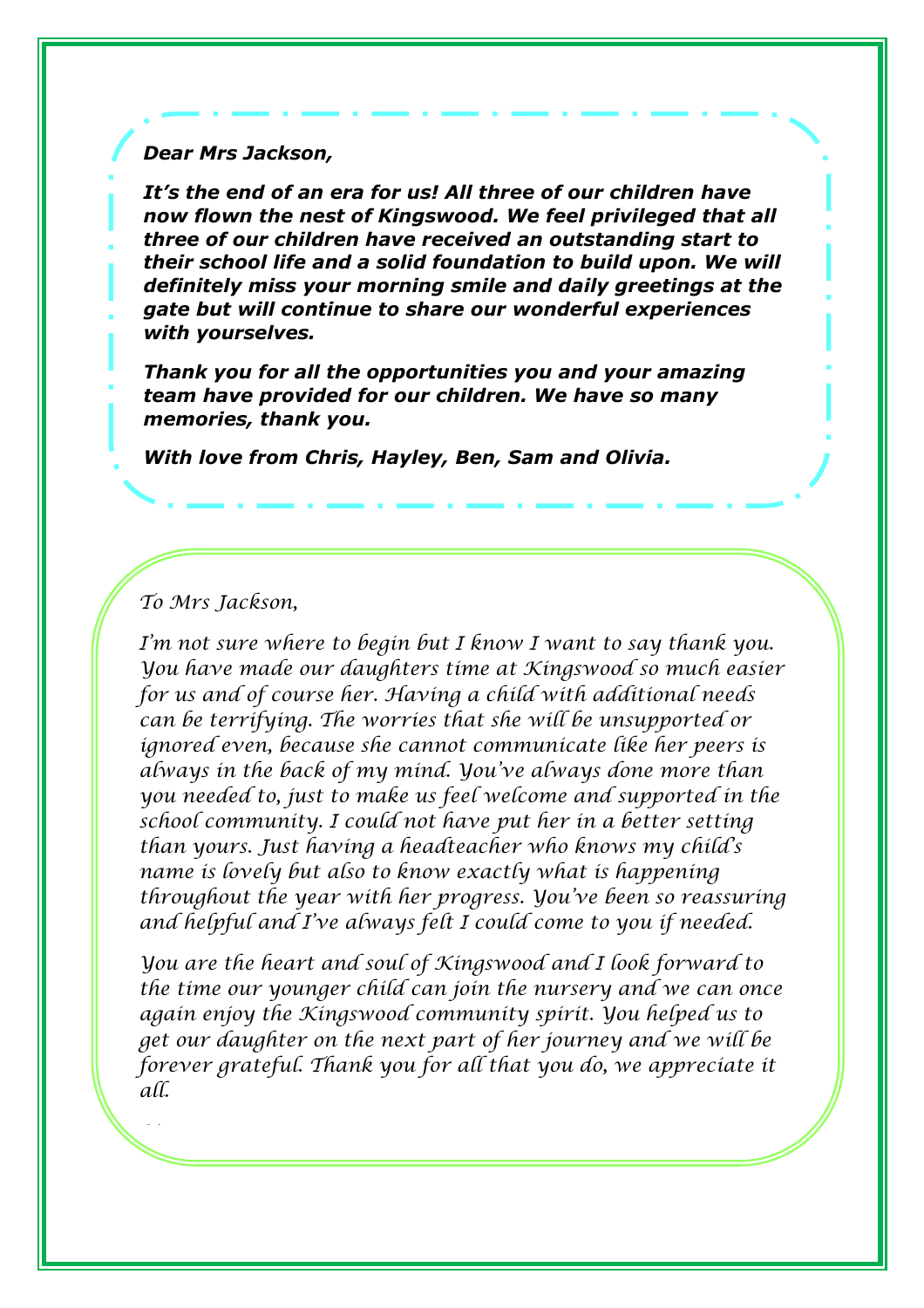***Dear Mrs Jackson,***

***It's the end of an era for us! All three of our children have now flown the nest of Kingswood. We feel privileged that all three of our children have received an outstanding start to their school life and a solid foundation to build upon. We will definitely miss your morning smile and daily greetings at the gate but will continue to share our wonderful experiences with yourselves.***

***Thank you for all the opportunities you and your amazing team have provided for our children. We have so many memories, thank you.***

***With love from Chris, Hayley, Ben, Sam and Olivia.***

*To Mrs Jackson,*

*I'm not sure where to begin but I know I want to say thank you. You have made our daughters time at Kingswood so much easier for us and of course her. Having a child with additional needs can be terrifying. The worries that she will be unsupported or ignored even, because she cannot communicate like her peers is always in the back of my mind. You've always done more than you needed to, just to make us feel welcome and supported in the school community. I could not have put her in a better setting than yours. Just having a headteacher who knows my child's name is lovely but also to know exactly what is happening throughout the year with her progress. You've been so reassuring and helpful and I've always felt I could come to you if needed.*

*You are the heart and soul of Kingswood and I look forward to the time our younger child can join the nursery and we can once again enjoy the Kingswood community spirit. You helped us to get our daughter on the next part of her journey and we will be forever grateful. Thank you for all that you do, we appreciate it all.*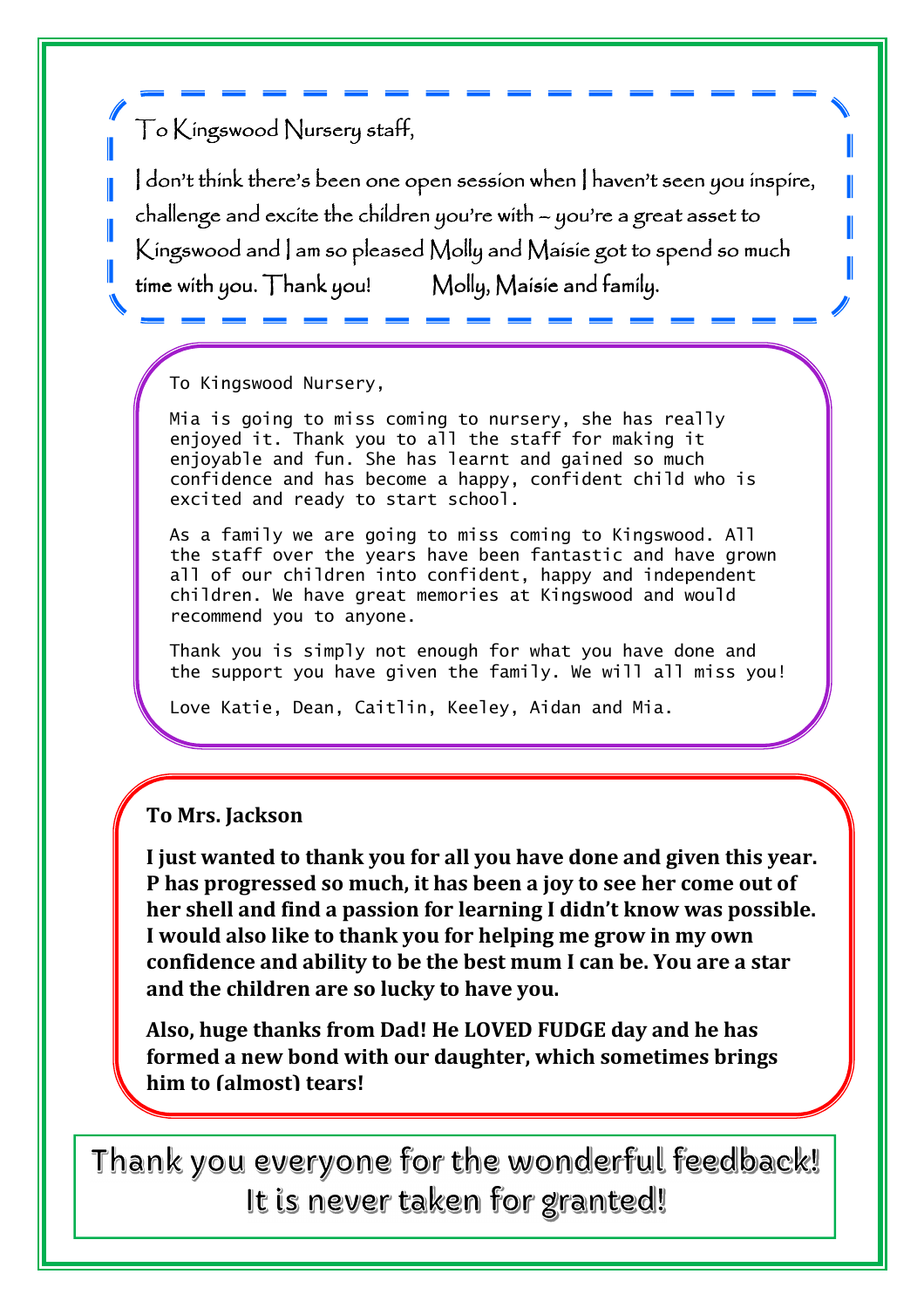To Kingswood Nursery staff,

I don't think there's been one open session when I haven't seen you inspire, challenge and excite the children you're with – you're a great asset to Kingswood and I am so pleased Molly and Maisie got to spend so much time with you. Thank you! Molly, Maisie and family.

To Kingswood Nursery,

Mia is going to miss coming to nursery, she has really enjoyed it. Thank you to all the staff for making it enjoyable and fun. She has learnt and gained so much confidence and has become a happy, confident child who is excited and ready to start school.

As a family we are going to miss coming to Kingswood. All the staff over the years have been fantastic and have grown all of our children into confident, happy and independent children. We have great memories at Kingswood and would recommend you to anyone.

Thank you is simply not enough for what you have done and the support you have given the family. We will all miss you!

Love Katie, Dean, Caitlin, Keeley, Aidan and Mia.

**To Mrs. Jackson**

**I just wanted to thank you for all you have done and given this year. P has progressed so much, it has been a joy to see her come out of her shell and find a passion for learning I didn't know was possible. I would also like to thank you for helping me grow in my own confidence and ability to be the best mum I can be. You are a star and the children are so lucky to have you.**

**Also, huge thanks from Dad! He LOVED FUDGE day and he has formed a new bond with our daughter, which sometimes brings him to (almost) tears!**

**Thank you everyone for the wonderful feedback! It is never taken for granted!**